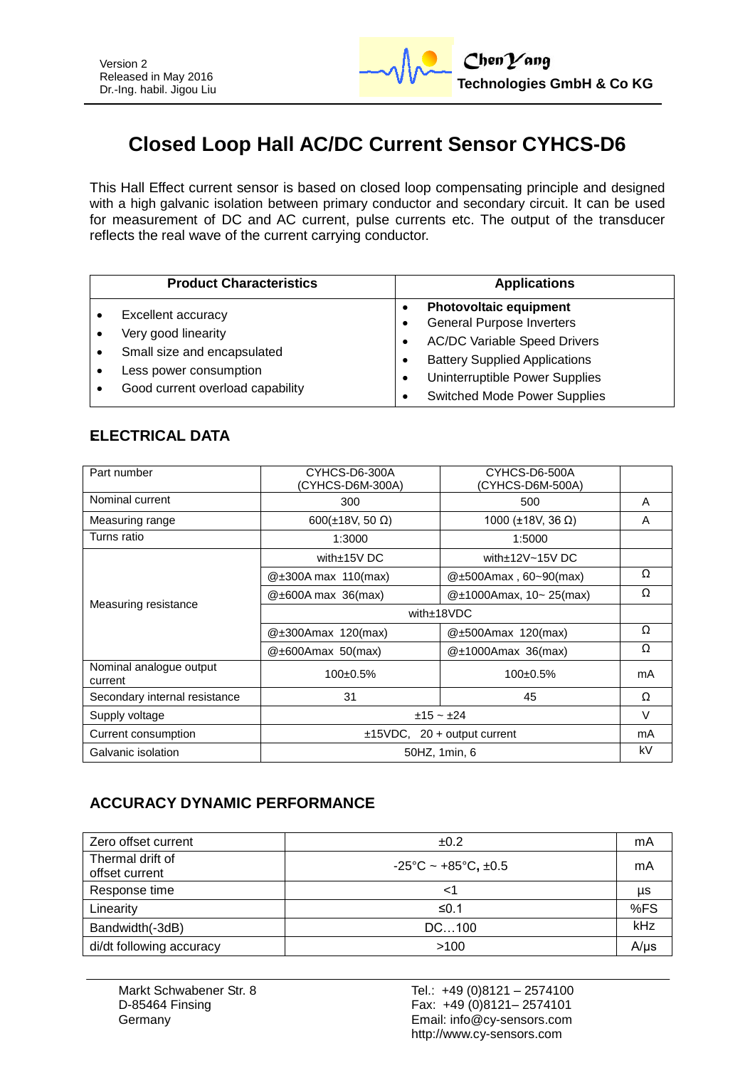Version 2
Released in May 2016
Dr.-Ing. habil. Jigou Liu

ChenYang
Technologies GmbH & Co KG

# Closed Loop Hall AC/DC Current Sensor CYHCS-D6

This Hall Effect current sensor is based on closed loop compensating principle and designed with a high galvanic isolation between primary conductor and secondary circuit. It can be used for measurement of DC and AC current, pulse currents etc. The output of the transducer reflects the real wave of the current carrying conductor.

| Product Characteristics | Applications |
|---|---|
| • Excellent accuracy<br>• Very good linearity<br>• Small size and encapsulated<br>• Less power consumption<br>• Good current overload capability | • **Photovoltaic equipment**<br>• General Purpose Inverters<br>• AC/DC Variable Speed Drivers<br>• Battery Supplied Applications<br>• Uninterruptible Power Supplies<br>• Switched Mode Power Supplies |

## ELECTRICAL DATA

| Part number | CYHCS-D6-300A (CYHCS-D6M-300A) | CYHCS-D6-500A (CYHCS-D6M-500A) | |
|---|---|---|---|
| Nominal current | 300 | 500 | A |
| Measuring range | 600(±18V, 50 Ω) | 1000 (±18V, 36 Ω) | A |
| Turns ratio | 1:3000 | 1:5000 | |
| Measuring resistance | with±15V DC | with±12V~15V DC | |
| | @±300A max 110(max) | @±500Amax , 60~90(max) | Ω |
| | @±600A max 36(max) | @±1000Amax, 10~ 25(max) | Ω |
| | with±18VDC | | |
| | @±300Amax 120(max) | @±500Amax 120(max) | Ω |
| | @±600Amax 50(max) | @±1000Amax 36(max) | Ω |
| Nominal analogue output current | 100±0.5% | 100±0.5% | mA |
| Secondary internal resistance | 31 | 45 | Ω |
| Supply voltage | ±15 ~ ±24 | | V |
| Current consumption | ±15VDC, 20 + output current | | mA |
| Galvanic isolation | 50HZ, 1min, 6 | | kV |

## ACCURACY DYNAMIC PERFORMANCE

| Zero offset current | ±0.2 | mA |
|---|---|---|
| Thermal drift of offset current | -25°C ~ +85°C, ±0.5 | mA |
| Response time | <1 | µs |
| Linearity | ≤0.1 | %FS |
| Bandwidth(-3dB) | DC…100 | kHz |
| di/dt following accuracy | >100 | A/µs |

Markt Schwabener Str. 8
D-85464 Finsing
Germany

Tel.: +49 (0)8121 – 2574100
Fax: +49 (0)8121– 2574101
Email: info@cy-sensors.com
http://www.cy-sensors.com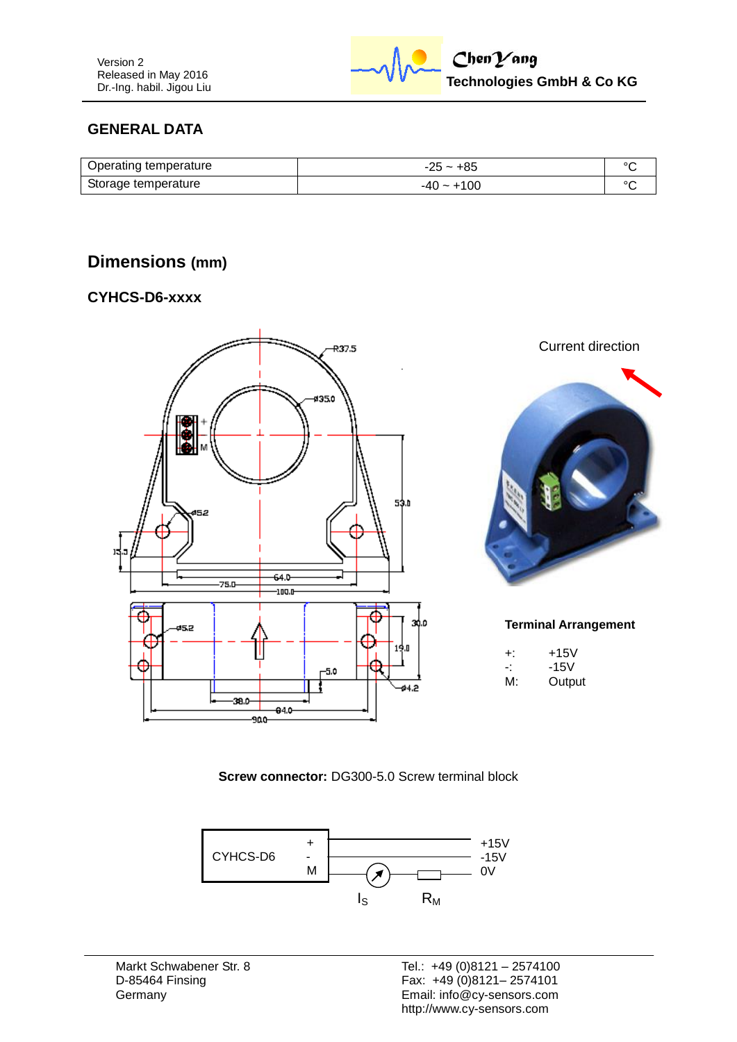## GENERAL DATA

| Operating temperature | -25 ~ +85 | °C |
|---|---|---|
| Storage temperature | -40 ~ +100 | °C |

## Dimensions (mm)

### CYHCS-D6-xxxx

Current direction

**Terminal Arrangement**

+: +15V
-: -15V
M: Output

**Screw connector:** DG300-5.0 Screw terminal block

CYHCS-D6 + - M

+15V
-15V
0V

$I_S$ $R_M$

Markt Schwabener Str. 8
D-85464 Finsing
Germany

Tel.: +49 (0)8121 – 2574100
Fax: +49 (0)8121– 2574101
Email: info@cy-sensors.com
http://www.cy-sensors.com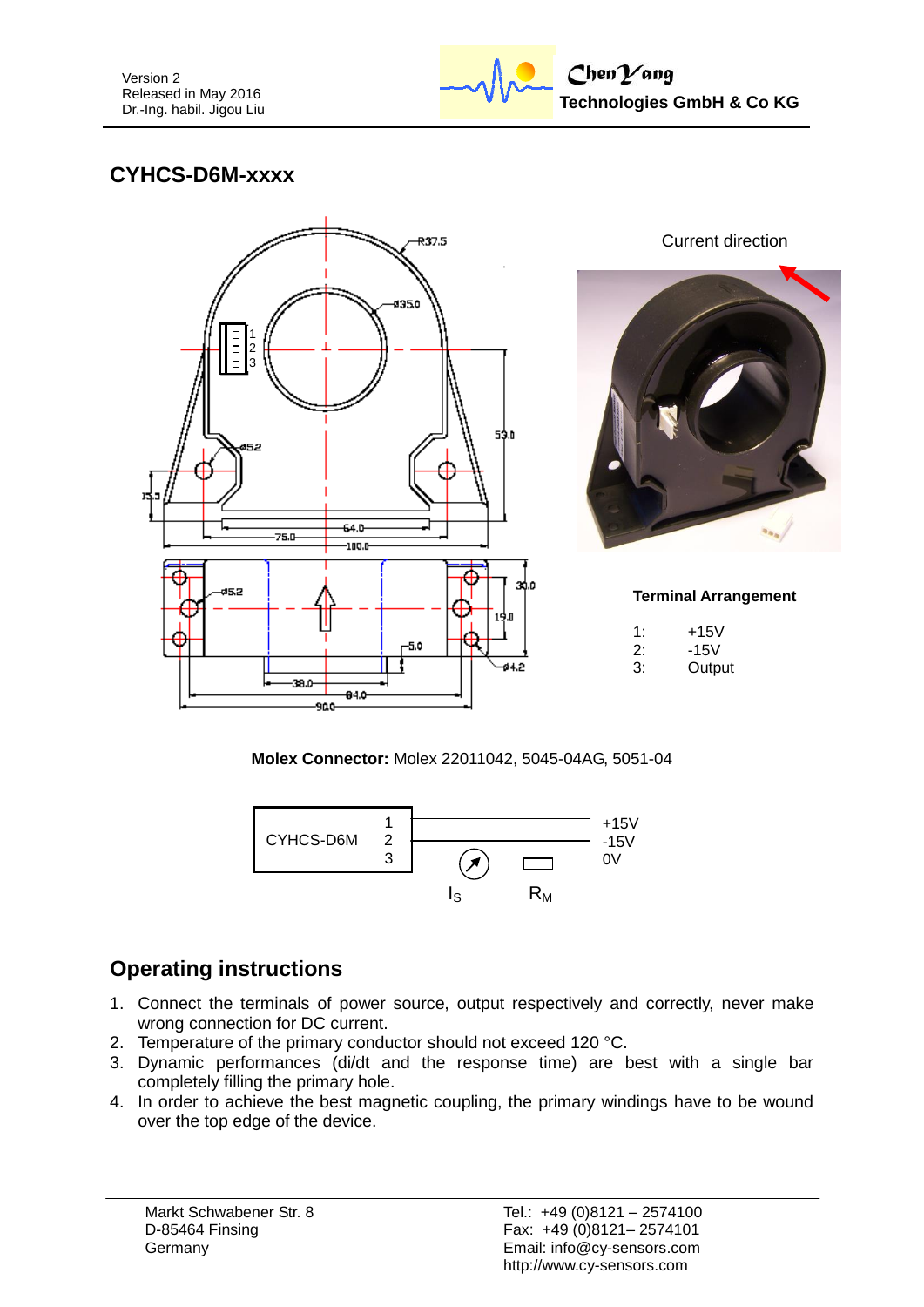## CYHCS-D6M-xxxx

R37.5
ø35.0
1
2
3
ø5.2
53.0
15.5
75.0
64.0
100.0
ø5.2
30.0
19.0
5.0
ø4.2
38.0
84.0
90.0

Current direction

**Terminal Arrangement**

1: +15V
2: -15V
3: Output

**Molex Connector:** Molex 22011042, 5045-04AG, 5051-04

CYHCS-D6M
1
2
3
+15V
-15V
0V
$I_S$
$R_M$

## Operating instructions

1. Connect the terminals of power source, output respectively and correctly, never make wrong connection for DC current.
2. Temperature of the primary conductor should not exceed 120 °C.
3. Dynamic performances (di/dt and the response time) are best with a single bar completely filling the primary hole.
4. In order to achieve the best magnetic coupling, the primary windings have to be wound over the top edge of the device.